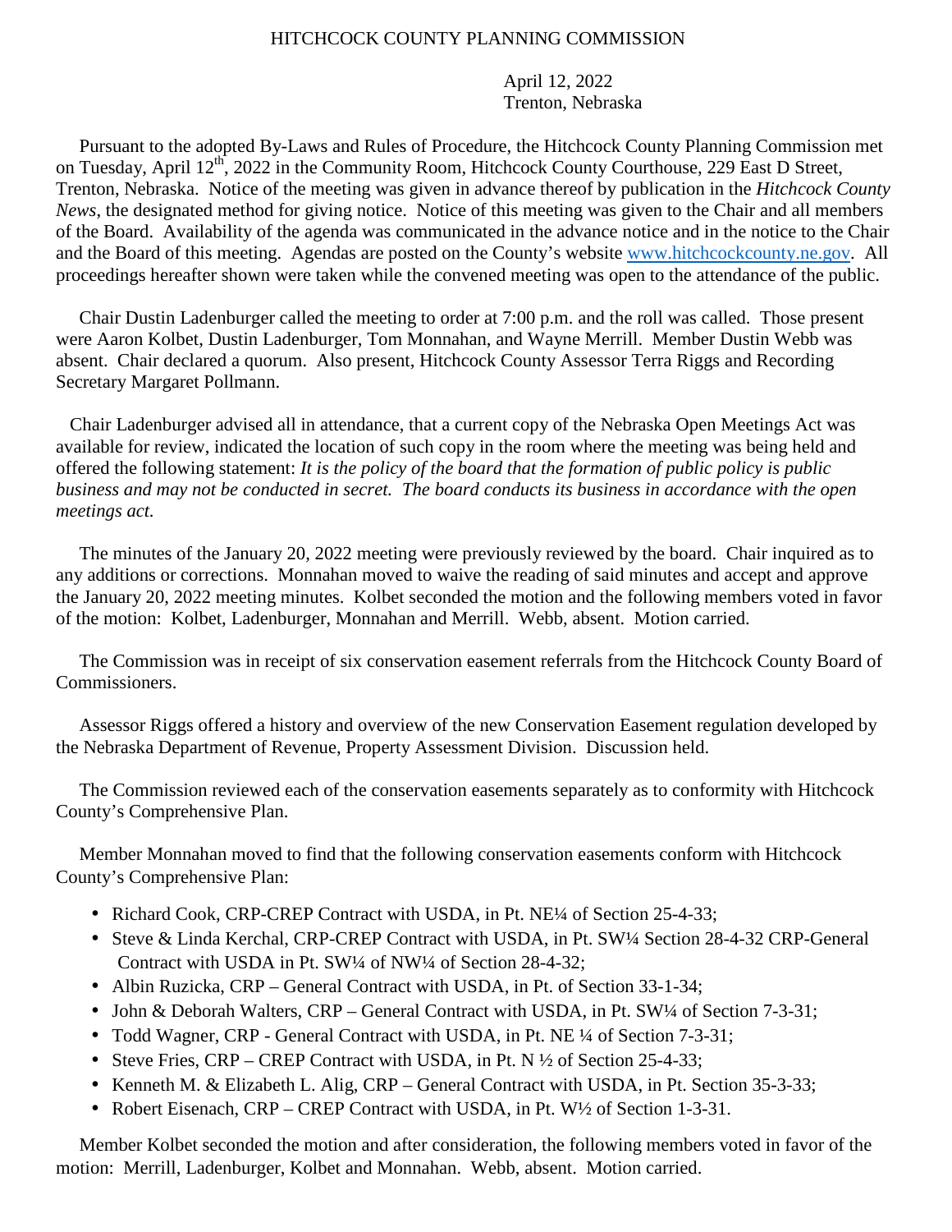HITCHCOCK COUNTY PLANNING COMMISSION

April 12, 2022
Trenton, Nebraska

Pursuant to the adopted By-Laws and Rules of Procedure, the Hitchcock County Planning Commission met on Tuesday, April 12th, 2022 in the Community Room, Hitchcock County Courthouse, 229 East D Street, Trenton, Nebraska. Notice of the meeting was given in advance thereof by publication in the *Hitchcock County News*, the designated method for giving notice. Notice of this meeting was given to the Chair and all members of the Board. Availability of the agenda was communicated in the advance notice and in the notice to the Chair and the Board of this meeting. Agendas are posted on the County's website www.hitchcockcounty.ne.gov. All proceedings hereafter shown were taken while the convened meeting was open to the attendance of the public.

Chair Dustin Ladenburger called the meeting to order at 7:00 p.m. and the roll was called. Those present were Aaron Kolbet, Dustin Ladenburger, Tom Monnahan, and Wayne Merrill. Member Dustin Webb was absent. Chair declared a quorum. Also present, Hitchcock County Assessor Terra Riggs and Recording Secretary Margaret Pollmann.

Chair Ladenburger advised all in attendance, that a current copy of the Nebraska Open Meetings Act was available for review, indicated the location of such copy in the room where the meeting was being held and offered the following statement: *It is the policy of the board that the formation of public policy is public business and may not be conducted in secret. The board conducts its business in accordance with the open meetings act.*

The minutes of the January 20, 2022 meeting were previously reviewed by the board. Chair inquired as to any additions or corrections. Monnahan moved to waive the reading of said minutes and accept and approve the January 20, 2022 meeting minutes. Kolbet seconded the motion and the following members voted in favor of the motion: Kolbet, Ladenburger, Monnahan and Merrill. Webb, absent. Motion carried.

The Commission was in receipt of six conservation easement referrals from the Hitchcock County Board of Commissioners.

Assessor Riggs offered a history and overview of the new Conservation Easement regulation developed by the Nebraska Department of Revenue, Property Assessment Division. Discussion held.

The Commission reviewed each of the conservation easements separately as to conformity with Hitchcock County's Comprehensive Plan.

Member Monnahan moved to find that the following conservation easements conform with Hitchcock County's Comprehensive Plan:

- Richard Cook, CRP-CREP Contract with USDA, in Pt. NE¼ of Section 25-4-33;
- Steve & Linda Kerchal, CRP-CREP Contract with USDA, in Pt. SW¼ Section 28-4-32 CRP-General Contract with USDA in Pt. SW¼ of NW¼ of Section 28-4-32;
- Albin Ruzicka, CRP – General Contract with USDA, in Pt. of Section 33-1-34;
- John & Deborah Walters, CRP – General Contract with USDA, in Pt. SW¼ of Section 7-3-31;
- Todd Wagner, CRP - General Contract with USDA, in Pt. NE ¼ of Section 7-3-31;
- Steve Fries, CRP – CREP Contract with USDA, in Pt. N ½ of Section 25-4-33;
- Kenneth M. & Elizabeth L. Alig, CRP – General Contract with USDA, in Pt. Section 35-3-33;
- Robert Eisenach, CRP – CREP Contract with USDA, in Pt. W½ of Section 1-3-31.

Member Kolbet seconded the motion and after consideration, the following members voted in favor of the motion: Merrill, Ladenburger, Kolbet and Monnahan. Webb, absent. Motion carried.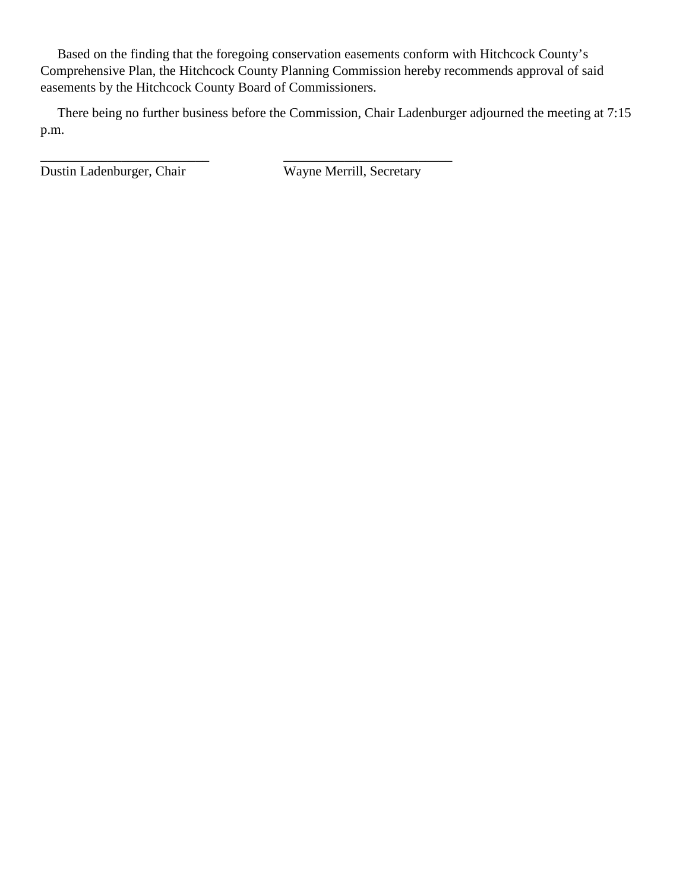Based on the finding that the foregoing conservation easements conform with Hitchcock County's Comprehensive Plan, the Hitchcock County Planning Commission hereby recommends approval of said easements by the Hitchcock County Board of Commissioners.

There being no further business before the Commission, Chair Ladenburger adjourned the meeting at 7:15 p.m.

| | |
|---|---|
| ________________________ | ________________________ |
| Dustin Ladenburger, Chair | Wayne Merrill, Secretary |